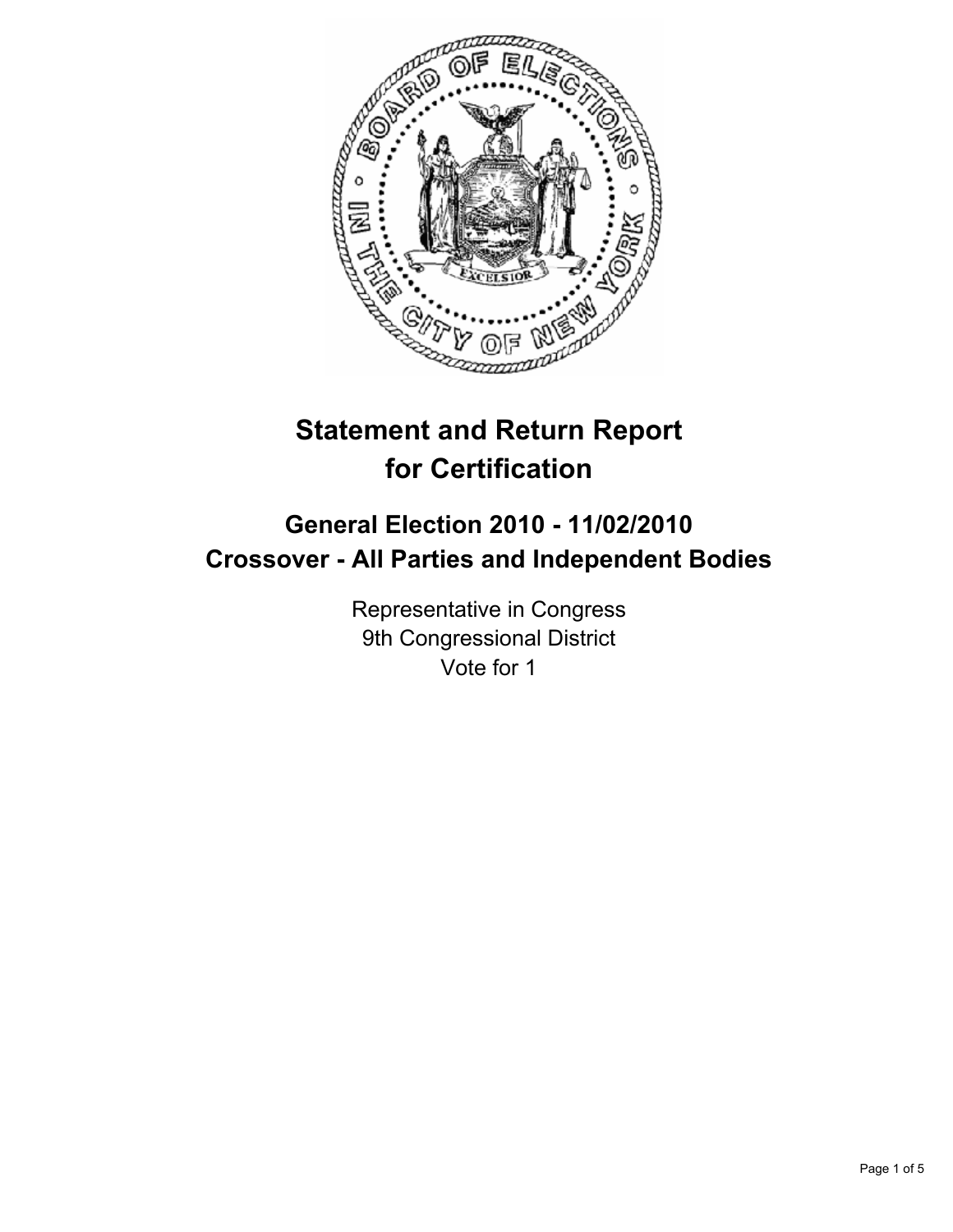# Statement and Return Report for Certification

## General Election 2010 - 11/02/2010
## Crossover - All Parties and Independent Bodies

Representative in Congress
9th Congressional District
Vote for 1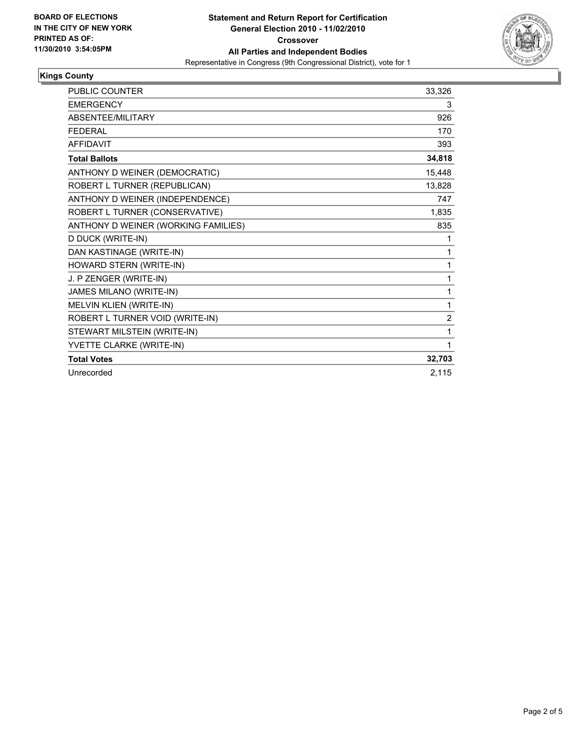**BOARD OF ELECTIONS IN THE CITY OF NEW YORK PRINTED AS OF: 11/30/2010 3:54:05PM**

# Statement and Return Report for Certification
## General Election 2010 - 11/02/2010
### Crossover
### All Parties and Independent Bodies

Representative in Congress (9th Congressional District), vote for 1

**Kings County**

| | |
|---|---|
| PUBLIC COUNTER | 33,326 |
| EMERGENCY | 3 |
| ABSENTEE/MILITARY | 926 |
| FEDERAL | 170 |
| AFFIDAVIT | 393 |
| **Total Ballots** | **34,818** |
| ANTHONY D WEINER (DEMOCRATIC) | 15,448 |
| ROBERT L TURNER (REPUBLICAN) | 13,828 |
| ANTHONY D WEINER (INDEPENDENCE) | 747 |
| ROBERT L TURNER (CONSERVATIVE) | 1,835 |
| ANTHONY D WEINER (WORKING FAMILIES) | 835 |
| D DUCK (WRITE-IN) | 1 |
| DAN KASTINAGE (WRITE-IN) | 1 |
| HOWARD STERN (WRITE-IN) | 1 |
| J. P ZENGER (WRITE-IN) | 1 |
| JAMES MILANO (WRITE-IN) | 1 |
| MELVIN KLIEN (WRITE-IN) | 1 |
| ROBERT L TURNER VOID (WRITE-IN) | 2 |
| STEWART MILSTEIN (WRITE-IN) | 1 |
| YVETTE CLARKE (WRITE-IN) | 1 |
| **Total Votes** | **32,703** |
| Unrecorded | 2,115 |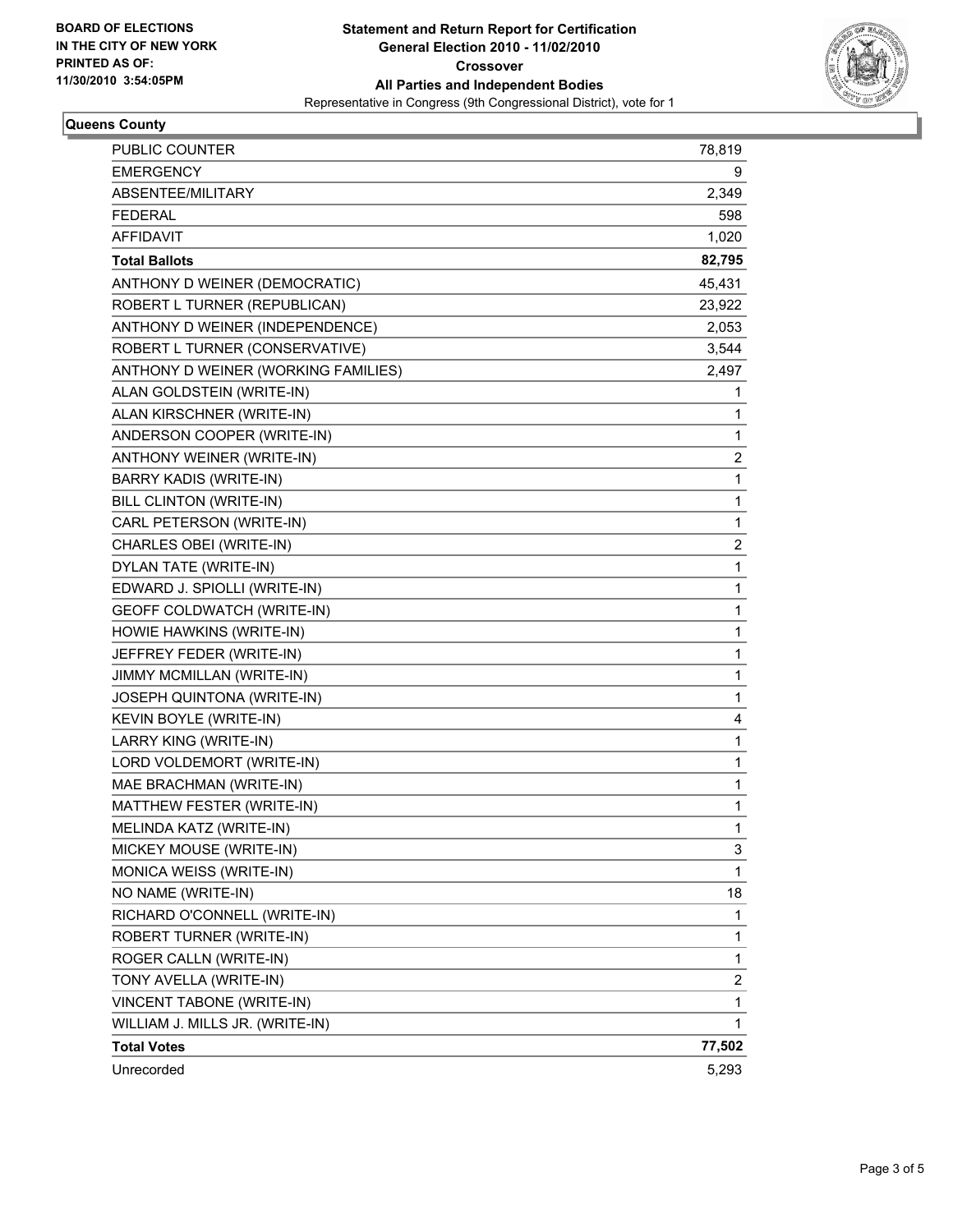**BOARD OF ELECTIONS IN THE CITY OF NEW YORK PRINTED AS OF: 11/30/2010 3:54:05PM**

# Statement and Return Report for Certification
## General Election 2010 - 11/02/2010
### Crossover
### All Parties and Independent Bodies
Representative in Congress (9th Congressional District), vote for 1

**Queens County**

| | |
|---|---|
| PUBLIC COUNTER | 78,819 |
| EMERGENCY | 9 |
| ABSENTEE/MILITARY | 2,349 |
| FEDERAL | 598 |
| AFFIDAVIT | 1,020 |
| **Total Ballots** | **82,795** |
| ANTHONY D WEINER (DEMOCRATIC) | 45,431 |
| ROBERT L TURNER (REPUBLICAN) | 23,922 |
| ANTHONY D WEINER (INDEPENDENCE) | 2,053 |
| ROBERT L TURNER (CONSERVATIVE) | 3,544 |
| ANTHONY D WEINER (WORKING FAMILIES) | 2,497 |
| ALAN GOLDSTEIN (WRITE-IN) | 1 |
| ALAN KIRSCHNER (WRITE-IN) | 1 |
| ANDERSON COOPER (WRITE-IN) | 1 |
| ANTHONY WEINER (WRITE-IN) | 2 |
| BARRY KADIS (WRITE-IN) | 1 |
| BILL CLINTON (WRITE-IN) | 1 |
| CARL PETERSON (WRITE-IN) | 1 |
| CHARLES OBEI (WRITE-IN) | 2 |
| DYLAN TATE (WRITE-IN) | 1 |
| EDWARD J. SPIOLLI (WRITE-IN) | 1 |
| GEOFF COLDWATCH (WRITE-IN) | 1 |
| HOWIE HAWKINS (WRITE-IN) | 1 |
| JEFFREY FEDER (WRITE-IN) | 1 |
| JIMMY MCMILLAN (WRITE-IN) | 1 |
| JOSEPH QUINTONA (WRITE-IN) | 1 |
| KEVIN BOYLE (WRITE-IN) | 4 |
| LARRY KING (WRITE-IN) | 1 |
| LORD VOLDEMORT (WRITE-IN) | 1 |
| MAE BRACHMAN (WRITE-IN) | 1 |
| MATTHEW FESTER (WRITE-IN) | 1 |
| MELINDA KATZ (WRITE-IN) | 1 |
| MICKEY MOUSE (WRITE-IN) | 3 |
| MONICA WEISS (WRITE-IN) | 1 |
| NO NAME (WRITE-IN) | 18 |
| RICHARD O'CONNELL (WRITE-IN) | 1 |
| ROBERT TURNER (WRITE-IN) | 1 |
| ROGER CALLN (WRITE-IN) | 1 |
| TONY AVELLA (WRITE-IN) | 2 |
| VINCENT TABONE (WRITE-IN) | 1 |
| WILLIAM J. MILLS JR. (WRITE-IN) | 1 |
| **Total Votes** | **77,502** |
| Unrecorded | 5,293 |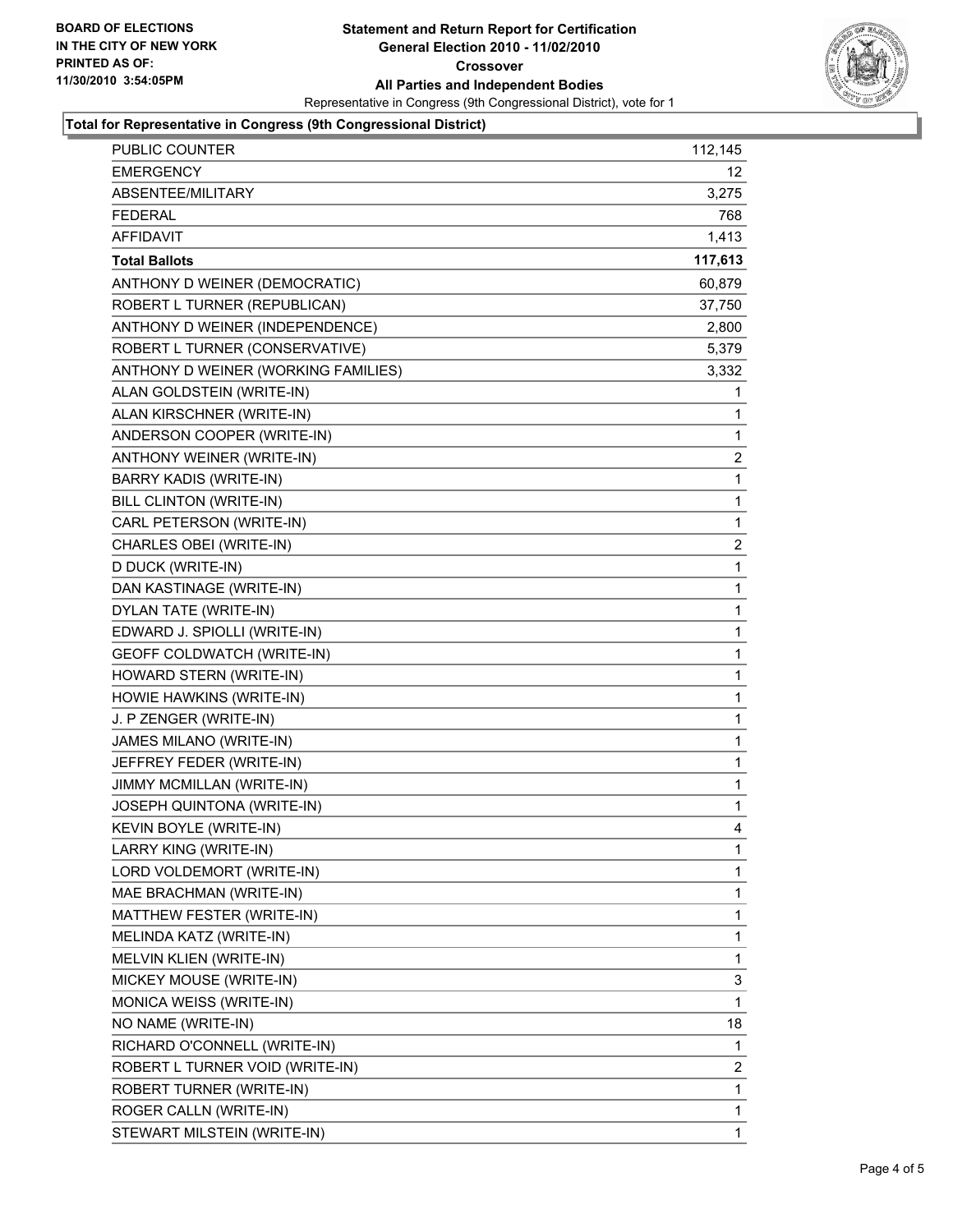**BOARD OF ELECTIONS IN THE CITY OF NEW YORK PRINTED AS OF: 11/30/2010 3:54:05PM**

**Statement and Return Report for Certification General Election 2010 - 11/02/2010 Crossover All Parties and Independent Bodies**

Representative in Congress (9th Congressional District), vote for 1

### Total for Representative in Congress (9th Congressional District)

| | |
|---|---|
| PUBLIC COUNTER | 112,145 |
| EMERGENCY | 12 |
| ABSENTEE/MILITARY | 3,275 |
| FEDERAL | 768 |
| AFFIDAVIT | 1,413 |
| **Total Ballots** | **117,613** |
| ANTHONY D WEINER (DEMOCRATIC) | 60,879 |
| ROBERT L TURNER (REPUBLICAN) | 37,750 |
| ANTHONY D WEINER (INDEPENDENCE) | 2,800 |
| ROBERT L TURNER (CONSERVATIVE) | 5,379 |
| ANTHONY D WEINER (WORKING FAMILIES) | 3,332 |
| ALAN GOLDSTEIN (WRITE-IN) | 1 |
| ALAN KIRSCHNER (WRITE-IN) | 1 |
| ANDERSON COOPER (WRITE-IN) | 1 |
| ANTHONY WEINER (WRITE-IN) | 2 |
| BARRY KADIS (WRITE-IN) | 1 |
| BILL CLINTON (WRITE-IN) | 1 |
| CARL PETERSON (WRITE-IN) | 1 |
| CHARLES OBEI (WRITE-IN) | 2 |
| D DUCK (WRITE-IN) | 1 |
| DAN KASTINAGE (WRITE-IN) | 1 |
| DYLAN TATE (WRITE-IN) | 1 |
| EDWARD J. SPIOLLI (WRITE-IN) | 1 |
| GEOFF COLDWATCH (WRITE-IN) | 1 |
| HOWARD STERN (WRITE-IN) | 1 |
| HOWIE HAWKINS (WRITE-IN) | 1 |
| J. P ZENGER (WRITE-IN) | 1 |
| JAMES MILANO (WRITE-IN) | 1 |
| JEFFREY FEDER (WRITE-IN) | 1 |
| JIMMY MCMILLAN (WRITE-IN) | 1 |
| JOSEPH QUINTONA (WRITE-IN) | 1 |
| KEVIN BOYLE (WRITE-IN) | 4 |
| LARRY KING (WRITE-IN) | 1 |
| LORD VOLDEMORT (WRITE-IN) | 1 |
| MAE BRACHMAN (WRITE-IN) | 1 |
| MATTHEW FESTER (WRITE-IN) | 1 |
| MELINDA KATZ (WRITE-IN) | 1 |
| MELVIN KLIEN (WRITE-IN) | 1 |
| MICKEY MOUSE (WRITE-IN) | 3 |
| MONICA WEISS (WRITE-IN) | 1 |
| NO NAME (WRITE-IN) | 18 |
| RICHARD O'CONNELL (WRITE-IN) | 1 |
| ROBERT L TURNER VOID (WRITE-IN) | 2 |
| ROBERT TURNER (WRITE-IN) | 1 |
| ROGER CALLN (WRITE-IN) | 1 |
| STEWART MILSTEIN (WRITE-IN) | 1 |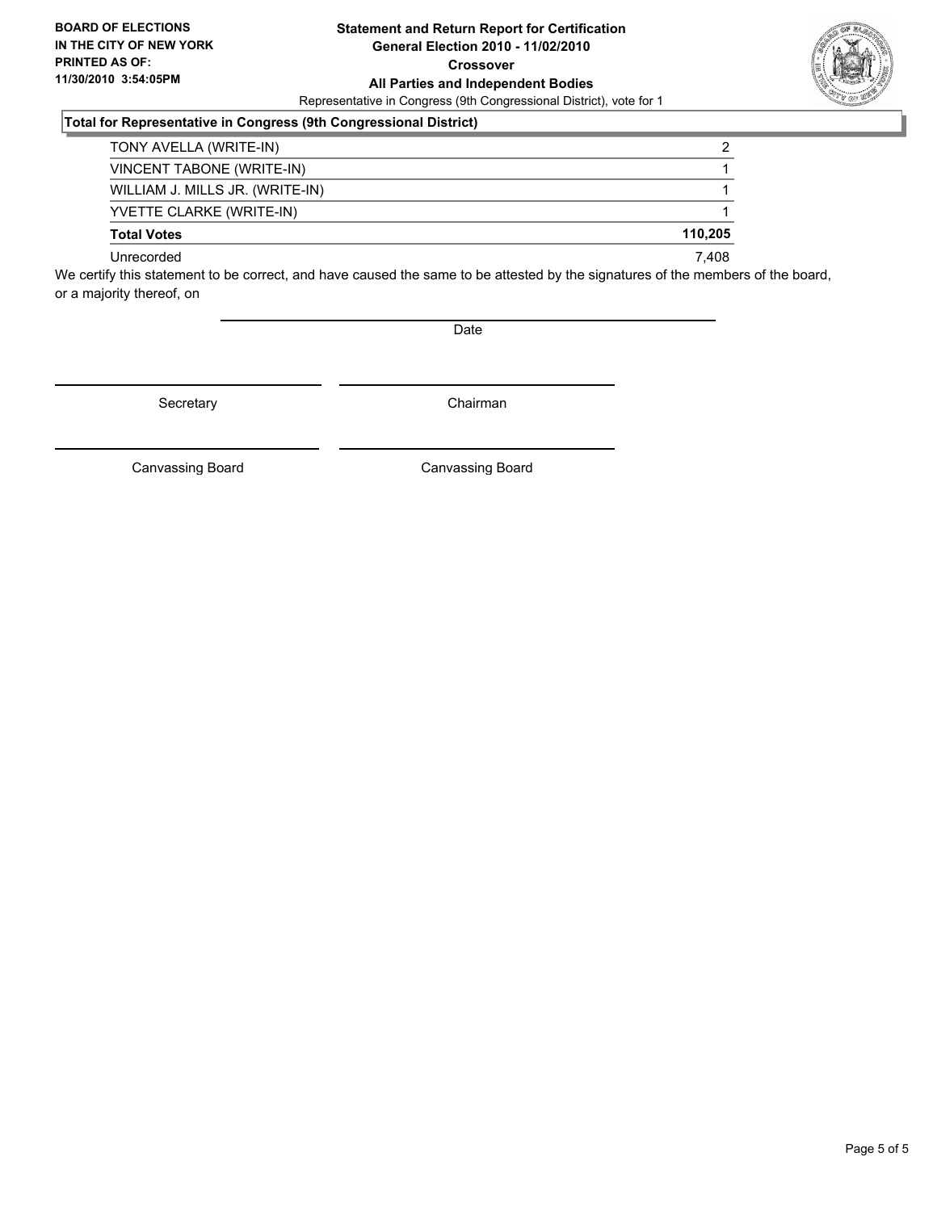**BOARD OF ELECTIONS IN THE CITY OF NEW YORK PRINTED AS OF: 11/30/2010 3:54:05PM**

**Statement and Return Report for Certification General Election 2010 - 11/02/2010 Crossover All Parties and Independent Bodies**

Representative in Congress (9th Congressional District), vote for 1

### Total for Representative in Congress (9th Congressional District)

| | |
|---|---|
| TONY AVELLA (WRITE-IN) | 2 |
| VINCENT TABONE (WRITE-IN) | 1 |
| WILLIAM J. MILLS JR. (WRITE-IN) | 1 |
| YVETTE CLARKE (WRITE-IN) | 1 |
| **Total Votes** | **110,205** |
| Unrecorded | 7,408 |

We certify this statement to be correct, and have caused the same to be attested by the signatures of the members of the board, or a majority thereof, on

Date

Secretary

Chairman

Canvassing Board

Canvassing Board